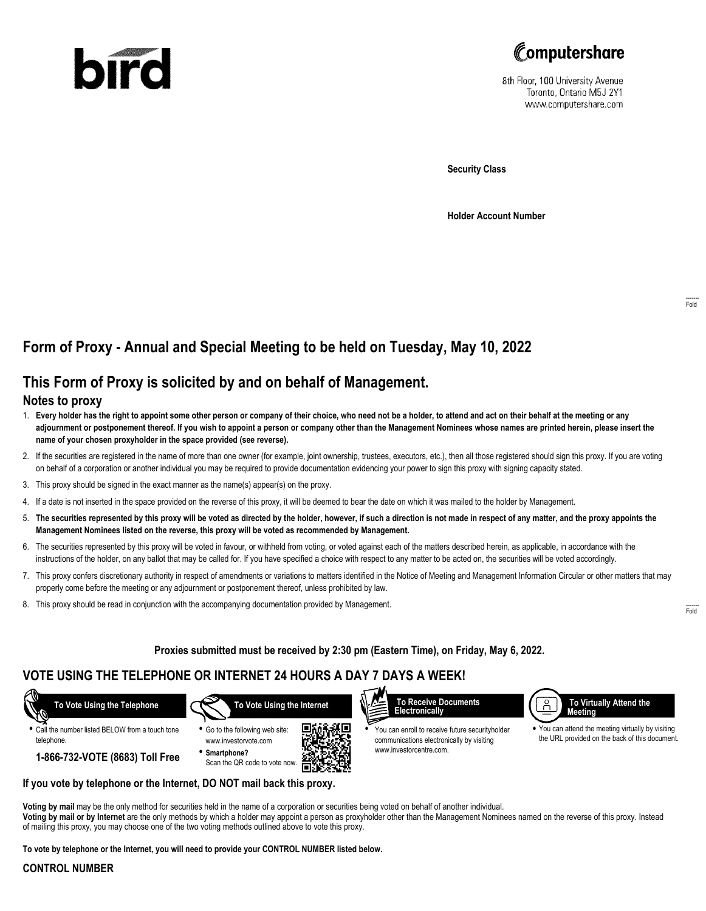bird

Computershare

8th Floor, 100 University Avenue
Toronto, Ontario M5J 2Y1
www.computershare.com

**Security Class**

**Holder Account Number**

## Form of Proxy - Annual and Special Meeting to be held on Tuesday, May 10, 2022

## This Form of Proxy is solicited by and on behalf of Management.

### Notes to proxy

1. **Every holder has the right to appoint some other person or company of their choice, who need not be a holder, to attend and act on their behalf at the meeting or any adjournment or postponement thereof. If you wish to appoint a person or company other than the Management Nominees whose names are printed herein, please insert the name of your chosen proxyholder in the space provided (see reverse).**
2. If the securities are registered in the name of more than one owner (for example, joint ownership, trustees, executors, etc.), then all those registered should sign this proxy. If you are voting on behalf of a corporation or another individual you may be required to provide documentation evidencing your power to sign this proxy with signing capacity stated.
3. This proxy should be signed in the exact manner as the name(s) appear(s) on the proxy.
4. If a date is not inserted in the space provided on the reverse of this proxy, it will be deemed to bear the date on which it was mailed to the holder by Management.
5. **The securities represented by this proxy will be voted as directed by the holder, however, if such a direction is not made in respect of any matter, and the proxy appoints the Management Nominees listed on the reverse, this proxy will be voted as recommended by Management.**
6. The securities represented by this proxy will be voted in favour, or withheld from voting, or voted against each of the matters described herein, as applicable, in accordance with the instructions of the holder, on any ballot that may be called for. If you have specified a choice with respect to any matter to be acted on, the securities will be voted accordingly.
7. This proxy confers discretionary authority in respect of amendments or variations to matters identified in the Notice of Meeting and Management Information Circular or other matters that may properly come before the meeting or any adjournment or postponement thereof, unless prohibited by law.
8. This proxy should be read in conjunction with the accompanying documentation provided by Management.

**Proxies submitted must be received by 2:30 pm (Eastern Time), on Friday, May 6, 2022.**

## VOTE USING THE TELEPHONE OR INTERNET 24 HOURS A DAY 7 DAYS A WEEK!

**To Vote Using the Telephone**

- Call the number listed BELOW from a touch tone telephone.

**1-866-732-VOTE (8683) Toll Free**

**To Vote Using the Internet**

- Go to the following web site: www.investorvote.com
- **Smartphone?** Scan the QR code to vote now.

**To Receive Documents Electronically**

- You can enroll to receive future securityholder communications electronically by visiting www.investorcentre.com.

**To Virtually Attend the Meeting**

- You can attend the meeting virtually by visiting the URL provided on the back of this document.

**If you vote by telephone or the Internet, DO NOT mail back this proxy.**

**Voting by mail** may be the only method for securities held in the name of a corporation or securities being voted on behalf of another individual.
**Voting by mail or by Internet** are the only methods by which a holder may appoint a person as proxyholder other than the Management Nominees named on the reverse of this proxy. Instead of mailing this proxy, you may choose one of the two voting methods outlined above to vote this proxy.

**To vote by telephone or the Internet, you will need to provide your CONTROL NUMBER listed below.**

**CONTROL NUMBER**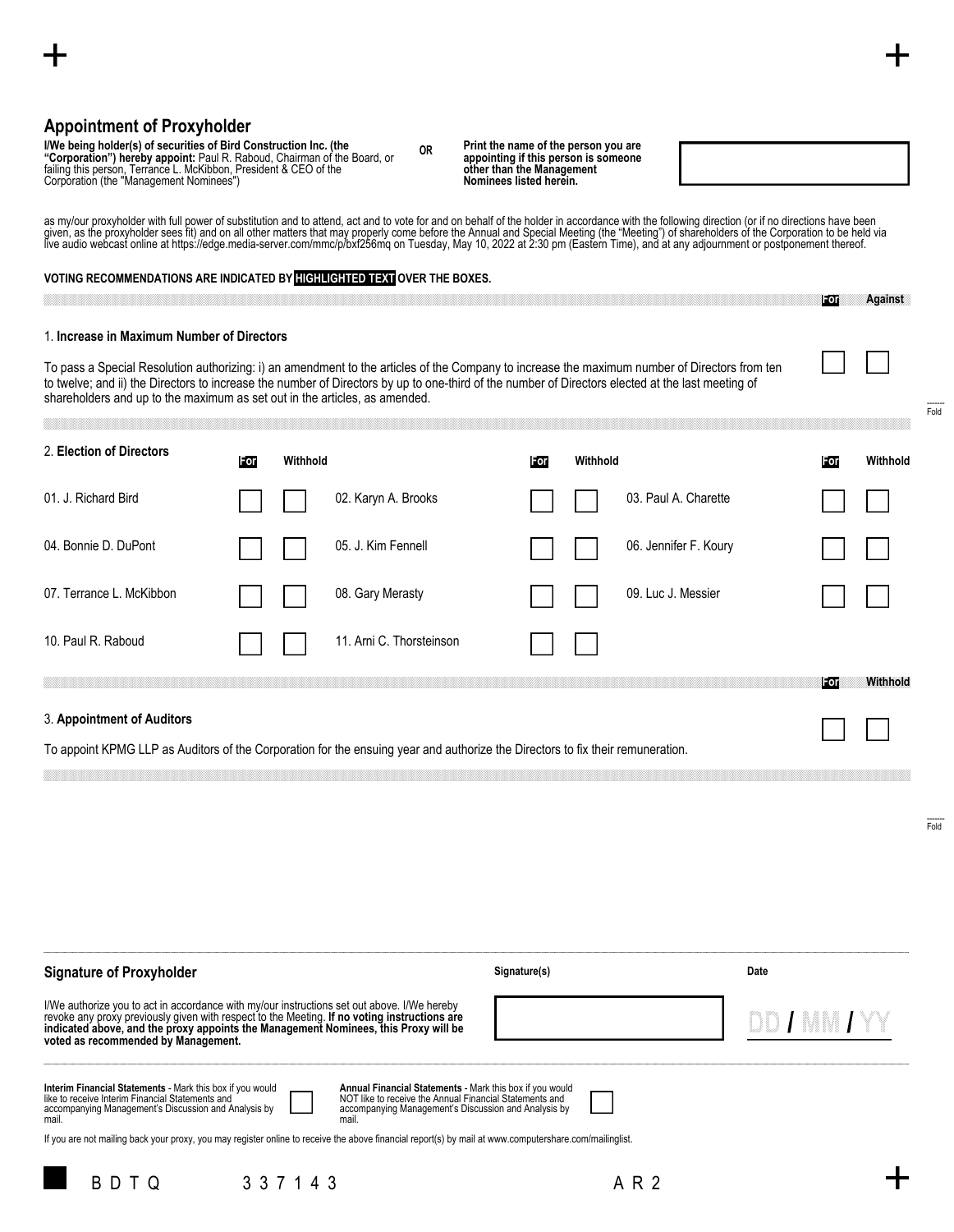## Appointment of Proxyholder

**I/We being holder(s) of securities of Bird Construction Inc. (the "Corporation") hereby appoint:** Paul R. Raboud, Chairman of the Board, or failing this person, Terrance L. McKibbon, President & CEO of the Corporation (the "Management Nominees")

**OR**

**Print the name of the person you are appointing if this person is someone other than the Management Nominees listed herein.**

as my/our proxyholder with full power of substitution and to attend, act and to vote for and on behalf of the holder in accordance with the following direction (or if no directions have been given, as the proxyholder sees fit) and on all other matters that may properly come before the Annual and Special Meeting (the "Meeting") of shareholders of the Corporation to be held via live audio webcast online at https://edge.media-server.com/mmc/p/bxf256mq on Tuesday, May 10, 2022 at 2:30 pm (Eastern Time), and at any adjournment or postponement thereof.

**VOTING RECOMMENDATIONS ARE INDICATED BY HIGHLIGHTED TEXT OVER THE BOXES.**

| | For | Against |
|---|---|---|
| 1. **Increase in Maximum Number of Directors**<br>To pass a Special Resolution authorizing: i) an amendment to the articles of the Company to increase the maximum number of Directors from ten to twelve; and ii) the Directors to increase the number of Directors by up to one-third of the number of Directors elected at the last meeting of shareholders and up to the maximum as set out in the articles, as amended. | ☐ | ☐ |

2. **Election of Directors**

| | For | Withhold | | For | Withhold | | For | Withhold |
|---|---|---|---|---|---|---|---|---|
| 01. J. Richard Bird | ☐ | ☐ | 02. Karyn A. Brooks | ☐ | ☐ | 03. Paul A. Charette | ☐ | ☐ |
| 04. Bonnie D. DuPont | ☐ | ☐ | 05. J. Kim Fennell | ☐ | ☐ | 06. Jennifer F. Koury | ☐ | ☐ |
| 07. Terrance L. McKibbon | ☐ | ☐ | 08. Gary Merasty | ☐ | ☐ | 09. Luc J. Messier | ☐ | ☐ |
| 10. Paul R. Raboud | ☐ | ☐ | 11. Arni C. Thorsteinson | ☐ | ☐ | | | |

| | For | Withhold |
|---|---|---|
| 3. **Appointment of Auditors**<br>To appoint KPMG LLP as Auditors of the Corporation for the ensuing year and authorize the Directors to fix their remuneration. | ☐ | ☐ |

## Signature of Proxyholder

I/We authorize you to act in accordance with my/our instructions set out above. I/We hereby revoke any proxy previously given with respect to the Meeting. **If no voting instructions are indicated above, and the proxy appoints the Management Nominees, this Proxy will be voted as recommended by Management.**

**Signature(s)**

**Date**

DD / MM / YY

**Interim Financial Statements** - Mark this box if you would like to receive Interim Financial Statements and accompanying Management's Discussion and Analysis by mail. ☐

**Annual Financial Statements** - Mark this box if you would NOT like to receive the Annual Financial Statements and accompanying Management's Discussion and Analysis by mail. ☐

If you are not mailing back your proxy, you may register online to receive the above financial report(s) by mail at www.computershare.com/mailinglist.

B D T Q 3 3 7 1 4 3 A R 2